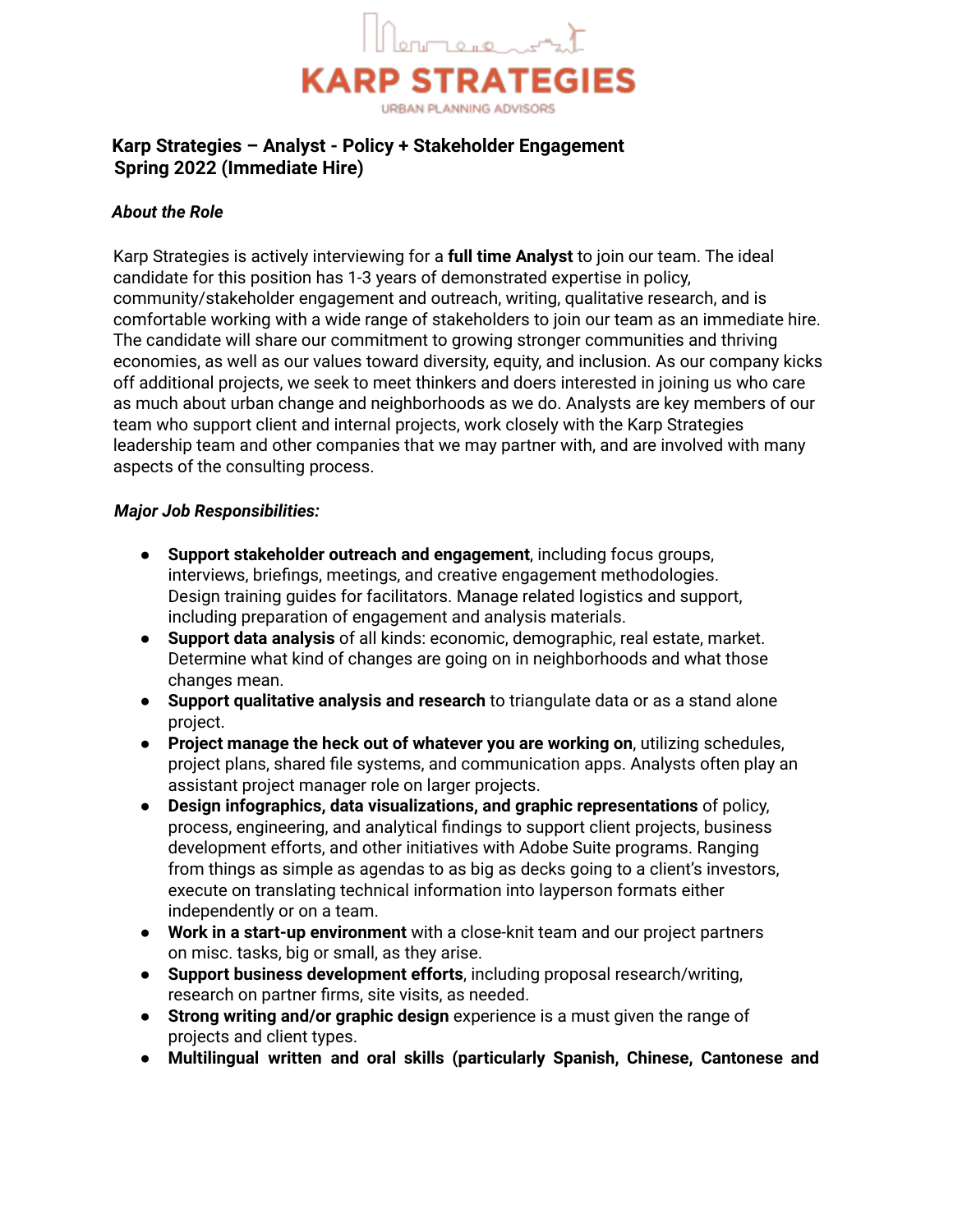# KARP STRATEGIES

URBAN PLANNING ADVISORS

## Karp Strategies – Analyst - Policy + Stakeholder Engagement
## Spring 2022 (Immediate Hire)

### *About the Role*

Karp Strategies is actively interviewing for a **full time Analyst** to join our team. The ideal candidate for this position has 1-3 years of demonstrated expertise in policy, community/stakeholder engagement and outreach, writing, qualitative research, and is comfortable working with a wide range of stakeholders to join our team as an immediate hire. The candidate will share our commitment to growing stronger communities and thriving economies, as well as our values toward diversity, equity, and inclusion. As our company kicks off additional projects, we seek to meet thinkers and doers interested in joining us who care as much about urban change and neighborhoods as we do. Analysts are key members of our team who support client and internal projects, work closely with the Karp Strategies leadership team and other companies that we may partner with, and are involved with many aspects of the consulting process.

### *Major Job Responsibilities:*

- **Support stakeholder outreach and engagement**, including focus groups, interviews, briefings, meetings, and creative engagement methodologies. Design training guides for facilitators. Manage related logistics and support, including preparation of engagement and analysis materials.
- **Support data analysis** of all kinds: economic, demographic, real estate, market. Determine what kind of changes are going on in neighborhoods and what those changes mean.
- **Support qualitative analysis and research** to triangulate data or as a stand alone project.
- **Project manage the heck out of whatever you are working on**, utilizing schedules, project plans, shared file systems, and communication apps. Analysts often play an assistant project manager role on larger projects.
- **Design infographics, data visualizations, and graphic representations** of policy, process, engineering, and analytical findings to support client projects, business development efforts, and other initiatives with Adobe Suite programs. Ranging from things as simple as agendas to as big as decks going to a client's investors, execute on translating technical information into layperson formats either independently or on a team.
- **Work in a start-up environment** with a close-knit team and our project partners on misc. tasks, big or small, as they arise.
- **Support business development efforts**, including proposal research/writing, research on partner firms, site visits, as needed.
- **Strong writing and/or graphic design** experience is a must given the range of projects and client types.
- **Multilingual written and oral skills (particularly Spanish, Chinese, Cantonese and**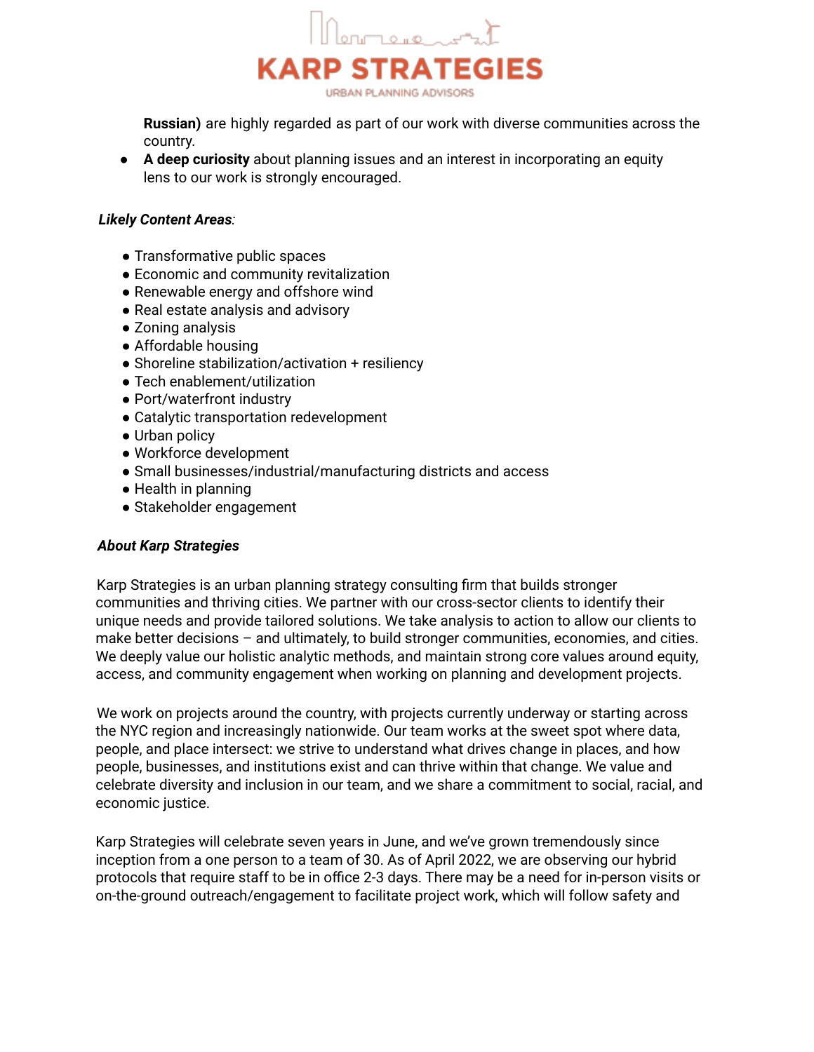**Russian)** are highly regarded as part of our work with diverse communities across the country.
- **A deep curiosity** about planning issues and an interest in incorporating an equity lens to our work is strongly encouraged.

***Likely Content Areas**:*

- Transformative public spaces
- Economic and community revitalization
- Renewable energy and offshore wind
- Real estate analysis and advisory
- Zoning analysis
- Affordable housing
- Shoreline stabilization/activation + resiliency
- Tech enablement/utilization
- Port/waterfront industry
- Catalytic transportation redevelopment
- Urban policy
- Workforce development
- Small businesses/industrial/manufacturing districts and access
- Health in planning
- Stakeholder engagement

***About Karp Strategies***

Karp Strategies is an urban planning strategy consulting firm that builds stronger communities and thriving cities. We partner with our cross-sector clients to identify their unique needs and provide tailored solutions. We take analysis to action to allow our clients to make better decisions – and ultimately, to build stronger communities, economies, and cities. We deeply value our holistic analytic methods, and maintain strong core values around equity, access, and community engagement when working on planning and development projects.

We work on projects around the country, with projects currently underway or starting across the NYC region and increasingly nationwide. Our team works at the sweet spot where data, people, and place intersect: we strive to understand what drives change in places, and how people, businesses, and institutions exist and can thrive within that change. We value and celebrate diversity and inclusion in our team, and we share a commitment to social, racial, and economic justice.

Karp Strategies will celebrate seven years in June, and we've grown tremendously since inception from a one person to a team of 30. As of April 2022, we are observing our hybrid protocols that require staff to be in office 2-3 days. There may be a need for in-person visits or on-the-ground outreach/engagement to facilitate project work, which will follow safety and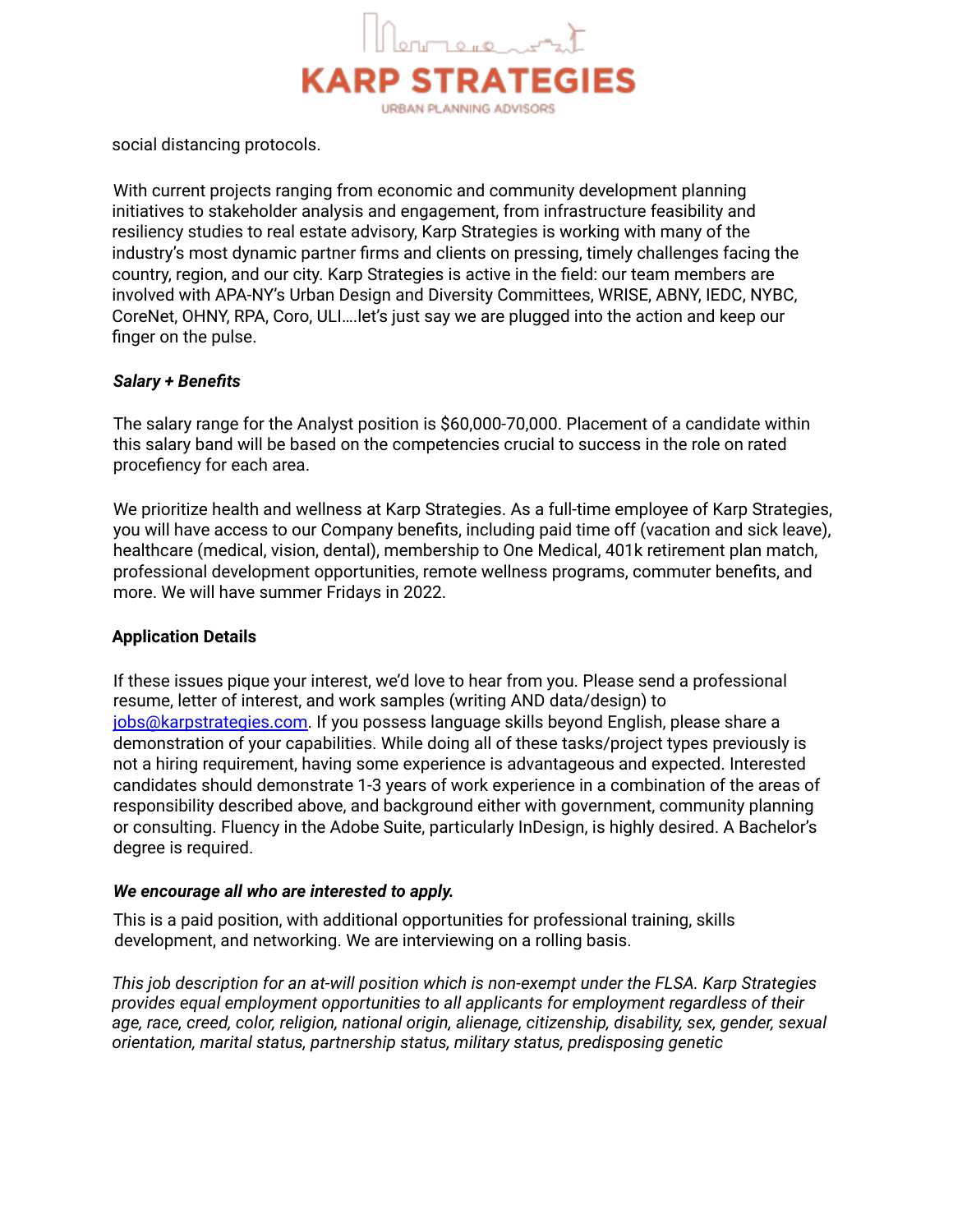social distancing protocols.

With current projects ranging from economic and community development planning initiatives to stakeholder analysis and engagement, from infrastructure feasibility and resiliency studies to real estate advisory, Karp Strategies is working with many of the industry's most dynamic partner firms and clients on pressing, timely challenges facing the country, region, and our city. Karp Strategies is active in the field: our team members are involved with APA-NY's Urban Design and Diversity Committees, WRISE, ABNY, IEDC, NYBC, CoreNet, OHNY, RPA, Coro, ULI….let's just say we are plugged into the action and keep our finger on the pulse.

### *Salary + Benefits*

The salary range for the Analyst position is $60,000-70,000. Placement of a candidate within this salary band will be based on the competencies crucial to success in the role on rated procefiency for each area.

We prioritize health and wellness at Karp Strategies. As a full-time employee of Karp Strategies, you will have access to our Company benefits, including paid time off (vacation and sick leave), healthcare (medical, vision, dental), membership to One Medical, 401k retirement plan match, professional development opportunities, remote wellness programs, commuter benefits, and more. We will have summer Fridays in 2022.

### Application Details

If these issues pique your interest, we'd love to hear from you. Please send a professional resume, letter of interest, and work samples (writing AND data/design) to jobs@karpstrategies.com. If you possess language skills beyond English, please share a demonstration of your capabilities. While doing all of these tasks/project types previously is not a hiring requirement, having some experience is advantageous and expected. Interested candidates should demonstrate 1-3 years of work experience in a combination of the areas of responsibility described above, and background either with government, community planning or consulting. Fluency in the Adobe Suite, particularly InDesign, is highly desired. A Bachelor's degree is required.

### *We encourage all who are interested to apply.*

This is a paid position, with additional opportunities for professional training, skills development, and networking. We are interviewing on a rolling basis.

*This job description for an at-will position which is non-exempt under the FLSA. Karp Strategies provides equal employment opportunities to all applicants for employment regardless of their age, race, creed, color, religion, national origin, alienage, citizenship, disability, sex, gender, sexual orientation, marital status, partnership status, military status, predisposing genetic*